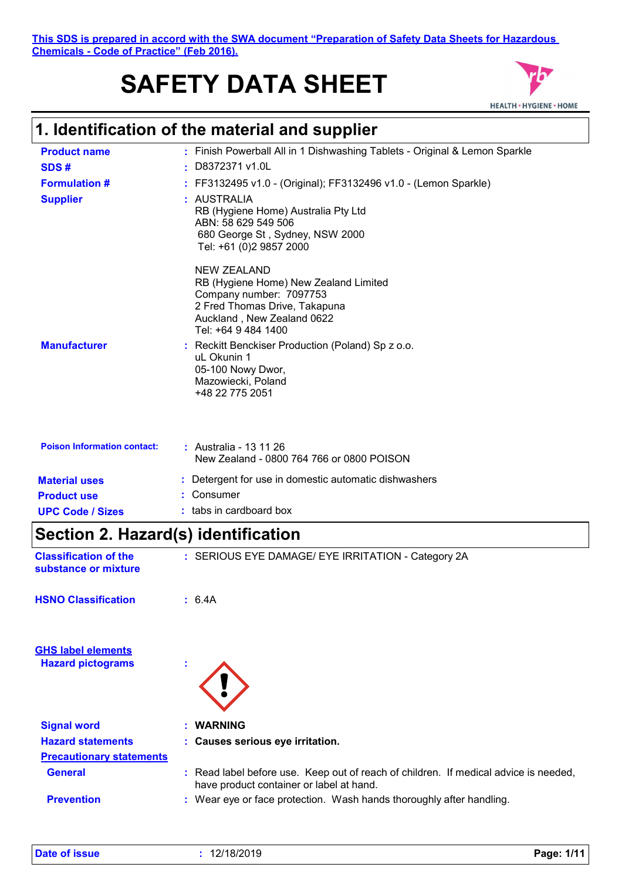This SDS is prepared in accord with the SWA document "Preparation of Safety Data Sheets for Hazardous Chemicals - Code of Practice" (Feb 2016).

# SAFETY DATA SHEET

## 1. Identification of the material and supplier

**Product name** : Finish Powerball All in 1 Dishwashing Tablets - Original & Lemon Sparkle

**SDS #** : D8372371 v1.0L

**Formulation #** : FF3132495 v1.0 - (Original); FF3132496 v1.0 - (Lemon Sparkle)

**Supplier** : AUSTRALIA
RB (Hygiene Home) Australia Pty Ltd
ABN: 58 629 549 506
680 George St , Sydney, NSW 2000
Tel: +61 (0)2 9857 2000

NEW ZEALAND
RB (Hygiene Home) New Zealand Limited
Company number: 7097753
2 Fred Thomas Drive, Takapuna
Auckland , New Zealand 0622
Tel: +64 9 484 1400

**Manufacturer** : Reckitt Benckiser Production (Poland) Sp z o.o.
uL Okunin 1
05-100 Nowy Dwor,
Mazowiecki, Poland
+48 22 775 2051

**Poison Information contact:** : Australia - 13 11 26
New Zealand - 0800 764 766 or 0800 POISON

**Material uses** : Detergent for use in domestic automatic dishwashers

**Product use** : Consumer

**UPC Code / Sizes** : tabs in cardboard box

## Section 2. Hazard(s) identification

**Classification of the substance or mixture** : SERIOUS EYE DAMAGE/ EYE IRRITATION - Category 2A

**HSNO Classification** : 6.4A

**GHS label elements**

**Hazard pictograms** :

**Signal word** : **WARNING**

**Hazard statements** : **Causes serious eye irritation.**

**Precautionary statements**

**General** : Read label before use. Keep out of reach of children. If medical advice is needed, have product container or label at hand.

**Prevention** : Wear eye or face protection. Wash hands thoroughly after handling.

**Date of issue** : 12/18/2019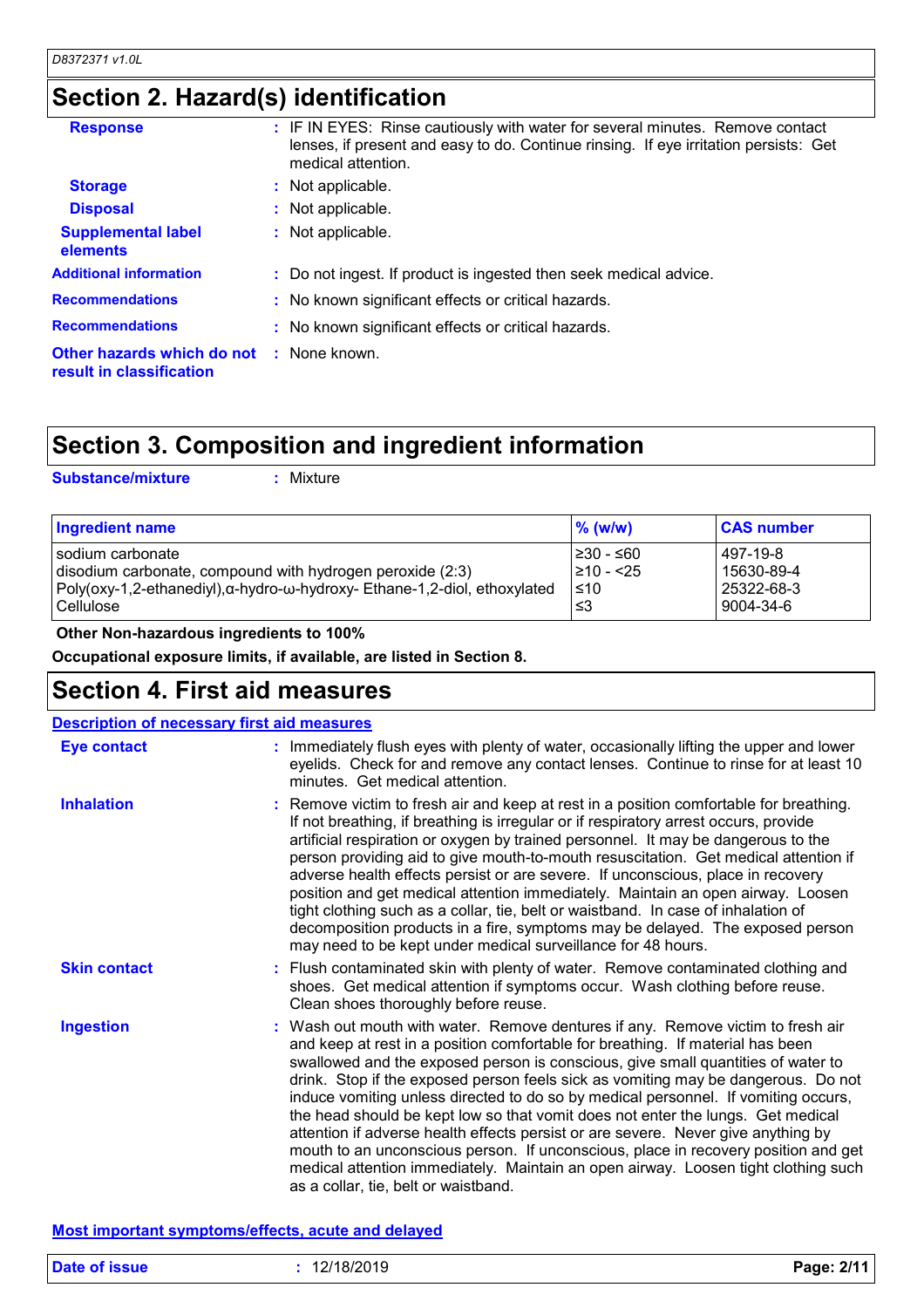# Section 2. Hazard(s) identification

**Response** : IF IN EYES: Rinse cautiously with water for several minutes. Remove contact lenses, if present and easy to do. Continue rinsing. If eye irritation persists: Get medical attention.

**Storage** : Not applicable.

**Disposal** : Not applicable.

**Supplemental label elements** : Not applicable.

**Additional information** : Do not ingest. If product is ingested then seek medical advice.

**Recommendations** : No known significant effects or critical hazards.

**Recommendations** : No known significant effects or critical hazards.

**Other hazards which do not result in classification** : None known.

# Section 3. Composition and ingredient information

**Substance/mixture** : Mixture

| Ingredient name | % (w/w) | CAS number |
|---|---|---|
| sodium carbonate | ≥30 - ≤60 | 497-19-8 |
| disodium carbonate, compound with hydrogen peroxide (2:3) | ≥10 - <25 | 15630-89-4 |
| Poly(oxy-1,2-ethanediyl),α-hydro-ω-hydroxy- Ethane-1,2-diol, ethoxylated | ≤10 | 25322-68-3 |
| Cellulose | ≤3 | 9004-34-6 |

**Other Non-hazardous ingredients to 100%**

**Occupational exposure limits, if available, are listed in Section 8.**

# Section 4. First aid measures

## Description of necessary first aid measures

**Eye contact** : Immediately flush eyes with plenty of water, occasionally lifting the upper and lower eyelids. Check for and remove any contact lenses. Continue to rinse for at least 10 minutes. Get medical attention.

**Inhalation** : Remove victim to fresh air and keep at rest in a position comfortable for breathing. If not breathing, if breathing is irregular or if respiratory arrest occurs, provide artificial respiration or oxygen by trained personnel. It may be dangerous to the person providing aid to give mouth-to-mouth resuscitation. Get medical attention if adverse health effects persist or are severe. If unconscious, place in recovery position and get medical attention immediately. Maintain an open airway. Loosen tight clothing such as a collar, tie, belt or waistband. In case of inhalation of decomposition products in a fire, symptoms may be delayed. The exposed person may need to be kept under medical surveillance for 48 hours.

**Skin contact** : Flush contaminated skin with plenty of water. Remove contaminated clothing and shoes. Get medical attention if symptoms occur. Wash clothing before reuse. Clean shoes thoroughly before reuse.

**Ingestion** : Wash out mouth with water. Remove dentures if any. Remove victim to fresh air and keep at rest in a position comfortable for breathing. If material has been swallowed and the exposed person is conscious, give small quantities of water to drink. Stop if the exposed person feels sick as vomiting may be dangerous. Do not induce vomiting unless directed to do so by medical personnel. If vomiting occurs, the head should be kept low so that vomit does not enter the lungs. Get medical attention if adverse health effects persist or are severe. Never give anything by mouth to an unconscious person. If unconscious, place in recovery position and get medical attention immediately. Maintain an open airway. Loosen tight clothing such as a collar, tie, belt or waistband.

## Most important symptoms/effects, acute and delayed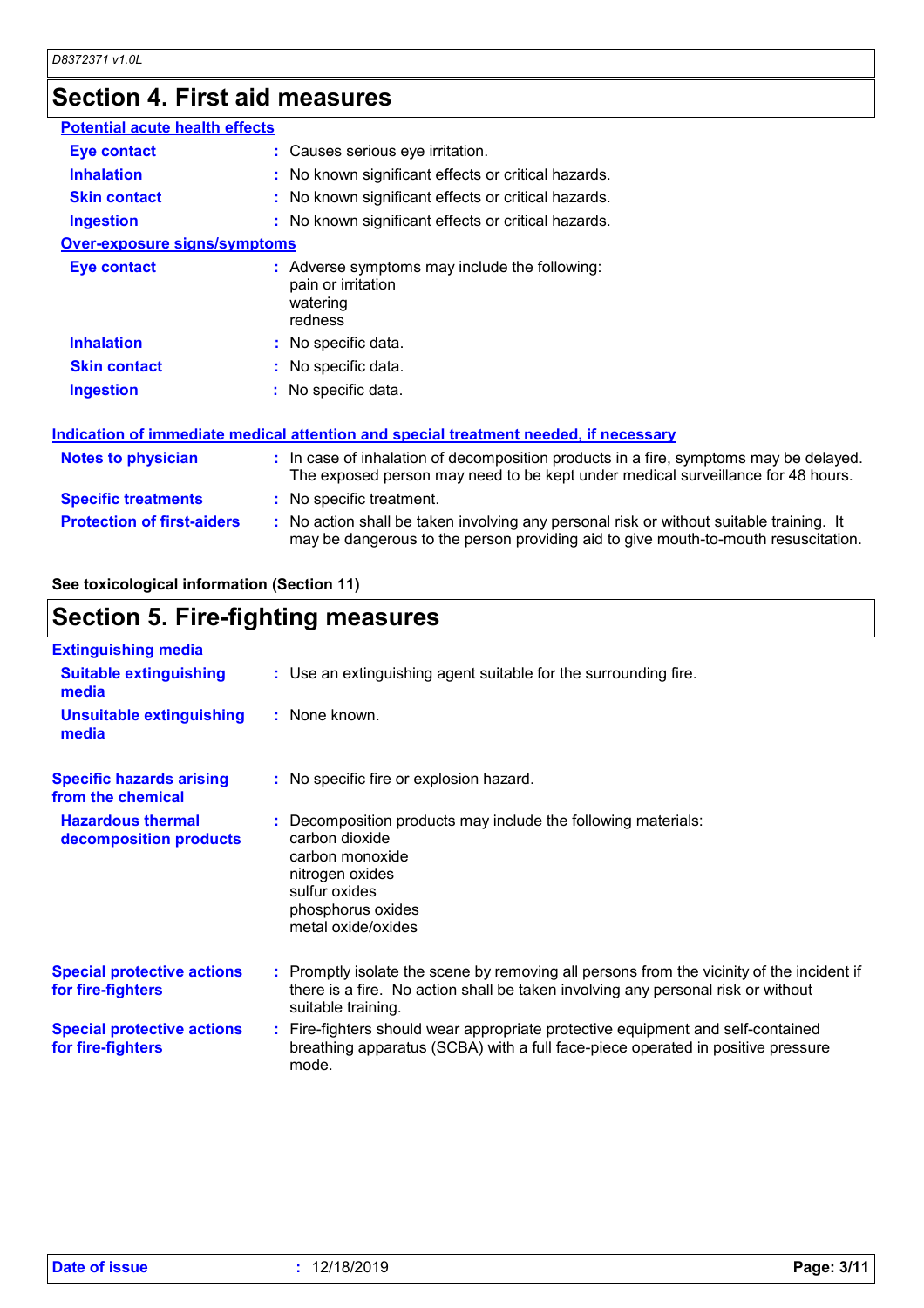## Section 4. First aid measures

### Potential acute health effects

| | |
|---|---|
| **Eye contact** | : Causes serious eye irritation. |
| **Inhalation** | : No known significant effects or critical hazards. |
| **Skin contact** | : No known significant effects or critical hazards. |
| **Ingestion** | : No known significant effects or critical hazards. |

### Over-exposure signs/symptoms

| | |
|---|---|
| **Eye contact** | : Adverse symptoms may include the following: pain or irritation watering redness |
| **Inhalation** | : No specific data. |
| **Skin contact** | : No specific data. |
| **Ingestion** | : No specific data. |

### Indication of immediate medical attention and special treatment needed, if necessary

| | |
|---|---|
| **Notes to physician** | : In case of inhalation of decomposition products in a fire, symptoms may be delayed. The exposed person may need to be kept under medical surveillance for 48 hours. |
| **Specific treatments** | : No specific treatment. |
| **Protection of first-aiders** | : No action shall be taken involving any personal risk or without suitable training. It may be dangerous to the person providing aid to give mouth-to-mouth resuscitation. |

**See toxicological information (Section 11)**

## Section 5. Fire-fighting measures

### Extinguishing media

| | |
|---|---|
| **Suitable extinguishing media** | : Use an extinguishing agent suitable for the surrounding fire. |
| **Unsuitable extinguishing media** | : None known. |

| | |
|---|---|
| **Specific hazards arising from the chemical** | : No specific fire or explosion hazard. |
| **Hazardous thermal decomposition products** | : Decomposition products may include the following materials: carbon dioxide carbon monoxide nitrogen oxides sulfur oxides phosphorus oxides metal oxide/oxides |
| **Special protective actions for fire-fighters** | : Promptly isolate the scene by removing all persons from the vicinity of the incident if there is a fire. No action shall be taken involving any personal risk or without suitable training. |
| **Special protective actions for fire-fighters** | : Fire-fighters should wear appropriate protective equipment and self-contained breathing apparatus (SCBA) with a full face-piece operated in positive pressure mode. |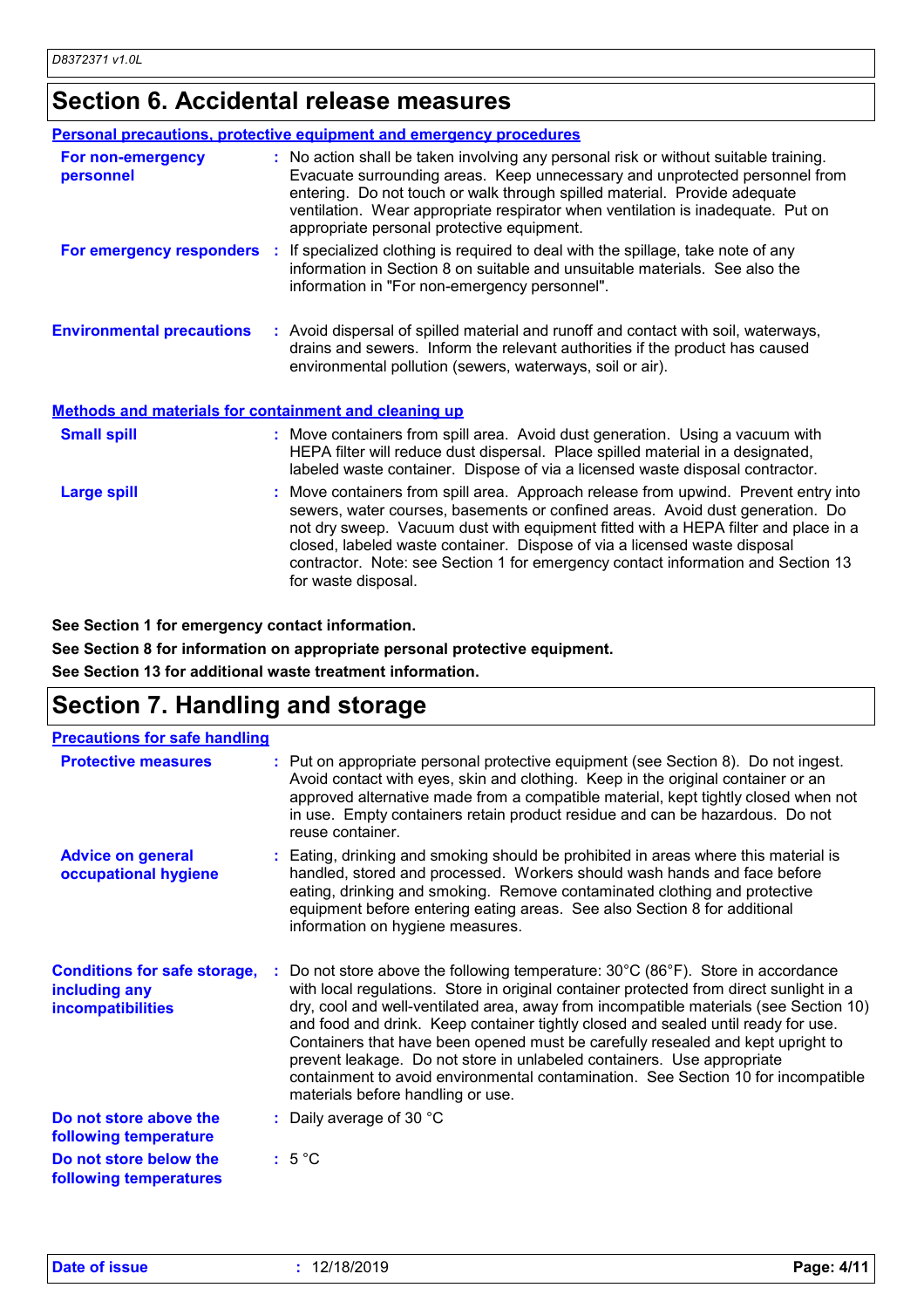## Section 6. Accidental release measures

**Personal precautions, protective equipment and emergency procedures**

| | |
|---|---|
| **For non-emergency personnel** | No action shall be taken involving any personal risk or without suitable training. Evacuate surrounding areas. Keep unnecessary and unprotected personnel from entering. Do not touch or walk through spilled material. Provide adequate ventilation. Wear appropriate respirator when ventilation is inadequate. Put on appropriate personal protective equipment. |
| **For emergency responders** | If specialized clothing is required to deal with the spillage, take note of any information in Section 8 on suitable and unsuitable materials. See also the information in "For non-emergency personnel". |
| **Environmental precautions** | Avoid dispersal of spilled material and runoff and contact with soil, waterways, drains and sewers. Inform the relevant authorities if the product has caused environmental pollution (sewers, waterways, soil or air). |

**Methods and materials for containment and cleaning up**

| | |
|---|---|
| **Small spill** | Move containers from spill area. Avoid dust generation. Using a vacuum with HEPA filter will reduce dust dispersal. Place spilled material in a designated, labeled waste container. Dispose of via a licensed waste disposal contractor. |
| **Large spill** | Move containers from spill area. Approach release from upwind. Prevent entry into sewers, water courses, basements or confined areas. Avoid dust generation. Do not dry sweep. Vacuum dust with equipment fitted with a HEPA filter and place in a closed, labeled waste container. Dispose of via a licensed waste disposal contractor. Note: see Section 1 for emergency contact information and Section 13 for waste disposal. |

**See Section 1 for emergency contact information.**

**See Section 8 for information on appropriate personal protective equipment.**

**See Section 13 for additional waste treatment information.**

## Section 7. Handling and storage

**Precautions for safe handling**

| | |
|---|---|
| **Protective measures** | Put on appropriate personal protective equipment (see Section 8). Do not ingest. Avoid contact with eyes, skin and clothing. Keep in the original container or an approved alternative made from a compatible material, kept tightly closed when not in use. Empty containers retain product residue and can be hazardous. Do not reuse container. |
| **Advice on general occupational hygiene** | Eating, drinking and smoking should be prohibited in areas where this material is handled, stored and processed. Workers should wash hands and face before eating, drinking and smoking. Remove contaminated clothing and protective equipment before entering eating areas. See also Section 8 for additional information on hygiene measures. |
| **Conditions for safe storage, including any incompatibilities** | Do not store above the following temperature: 30°C (86°F). Store in accordance with local regulations. Store in original container protected from direct sunlight in a dry, cool and well-ventilated area, away from incompatible materials (see Section 10) and food and drink. Keep container tightly closed and sealed until ready for use. Containers that have been opened must be carefully resealed and kept upright to prevent leakage. Do not store in unlabeled containers. Use appropriate containment to avoid environmental contamination. See Section 10 for incompatible materials before handling or use. |
| **Do not store above the following temperature** | Daily average of 30 °C |
| **Do not store below the following temperatures** | 5 °C |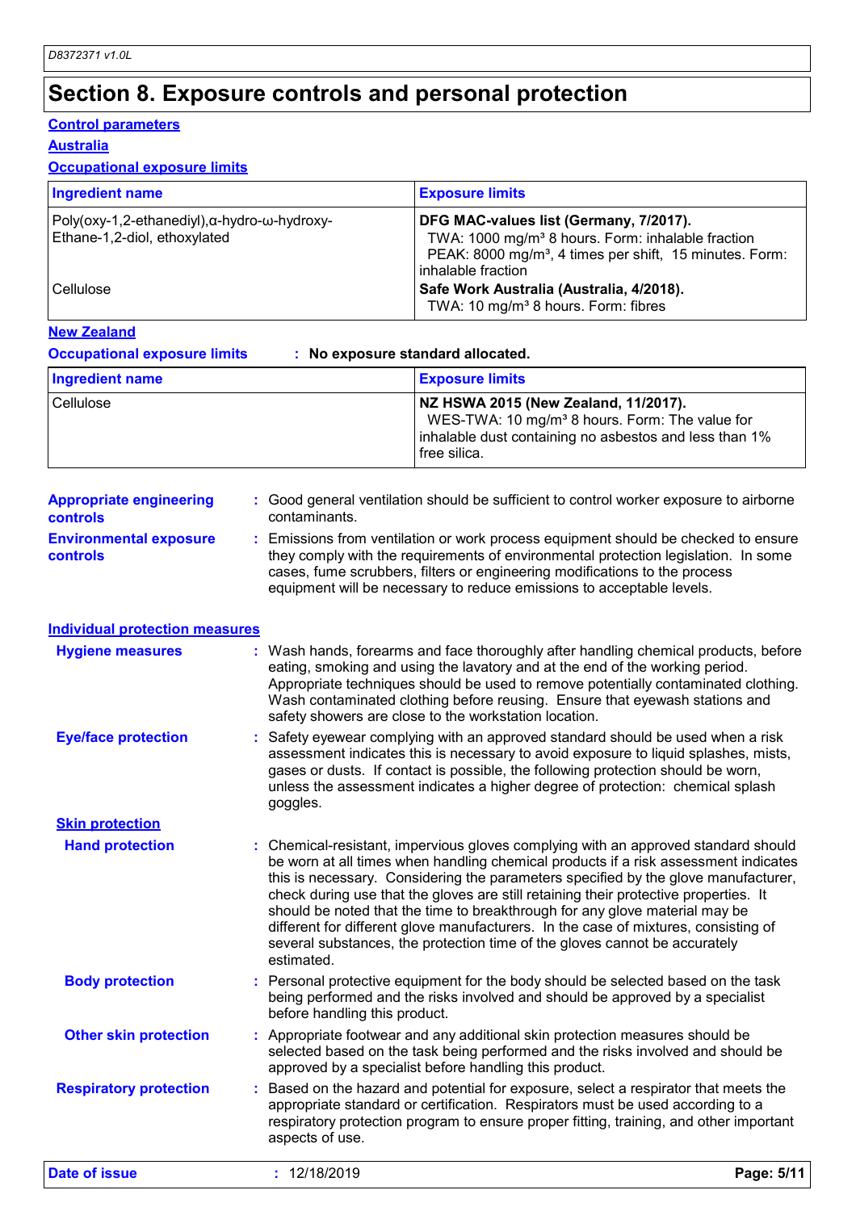# Section 8. Exposure controls and personal protection

**Control parameters**

**Australia**

**Occupational exposure limits**

| Ingredient name | Exposure limits |
| --- | --- |
| Poly(oxy-1,2-ethanediyl),α-hydro-ω-hydroxy-Ethane-1,2-diol, ethoxylated | **DFG MAC-values list (Germany, 7/2017).** TWA: 1000 mg/m³ 8 hours. Form: inhalable fraction PEAK: 8000 mg/m³, 4 times per shift, 15 minutes. Form: inhalable fraction |
| Cellulose | **Safe Work Australia (Australia, 4/2018).** TWA: 10 mg/m³ 8 hours. Form: fibres |

**New Zealand**

**Occupational exposure limits** : **No exposure standard allocated.**

| Ingredient name | Exposure limits |
| --- | --- |
| Cellulose | **NZ HSWA 2015 (New Zealand, 11/2017).** WES-TWA: 10 mg/m³ 8 hours. Form: The value for inhalable dust containing no asbestos and less than 1% free silica. |

**Appropriate engineering controls** : Good general ventilation should be sufficient to control worker exposure to airborne contaminants.

**Environmental exposure controls** : Emissions from ventilation or work process equipment should be checked to ensure they comply with the requirements of environmental protection legislation. In some cases, fume scrubbers, filters or engineering modifications to the process equipment will be necessary to reduce emissions to acceptable levels.

**Individual protection measures**

**Hygiene measures** : Wash hands, forearms and face thoroughly after handling chemical products, before eating, smoking and using the lavatory and at the end of the working period. Appropriate techniques should be used to remove potentially contaminated clothing. Wash contaminated clothing before reusing. Ensure that eyewash stations and safety showers are close to the workstation location.

**Eye/face protection** : Safety eyewear complying with an approved standard should be used when a risk assessment indicates this is necessary to avoid exposure to liquid splashes, mists, gases or dusts. If contact is possible, the following protection should be worn, unless the assessment indicates a higher degree of protection: chemical splash goggles.

**Skin protection**

**Hand protection** : Chemical-resistant, impervious gloves complying with an approved standard should be worn at all times when handling chemical products if a risk assessment indicates this is necessary. Considering the parameters specified by the glove manufacturer, check during use that the gloves are still retaining their protective properties. It should be noted that the time to breakthrough for any glove material may be different for different glove manufacturers. In the case of mixtures, consisting of several substances, the protection time of the gloves cannot be accurately estimated.

**Body protection** : Personal protective equipment for the body should be selected based on the task being performed and the risks involved and should be approved by a specialist before handling this product.

**Other skin protection** : Appropriate footwear and any additional skin protection measures should be selected based on the task being performed and the risks involved and should be approved by a specialist before handling this product.

**Respiratory protection** : Based on the hazard and potential for exposure, select a respirator that meets the appropriate standard or certification. Respirators must be used according to a respiratory protection program to ensure proper fitting, training, and other important aspects of use.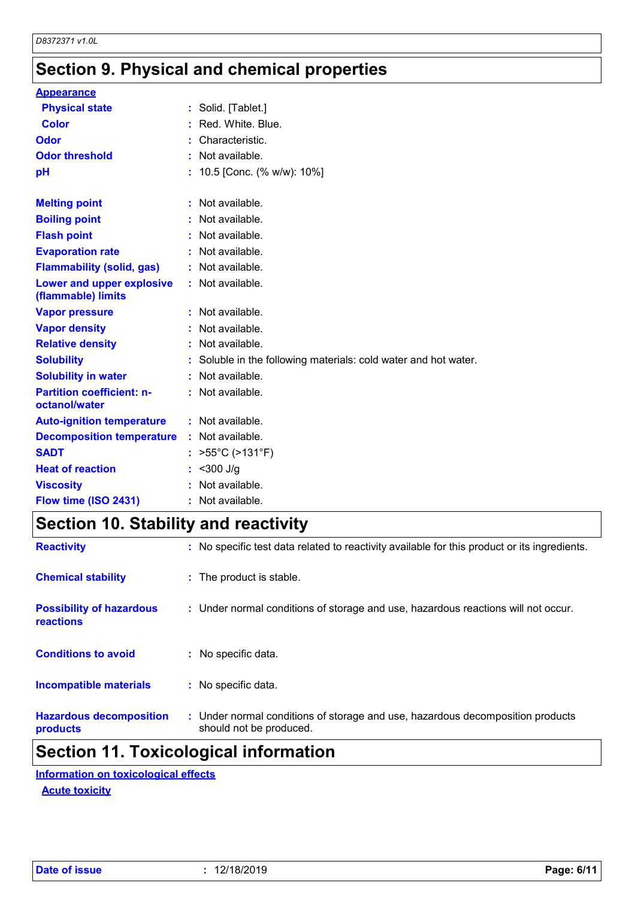## Section 9. Physical and chemical properties

**Appearance**

| | | |
|---|---|---|
| **Physical state** | : | Solid. [Tablet.] |
| **Color** | : | Red. White. Blue. |
| **Odor** | : | Characteristic. |
| **Odor threshold** | : | Not available. |
| **pH** | : | 10.5 [Conc. (% w/w): 10%] |
| **Melting point** | : | Not available. |
| **Boiling point** | : | Not available. |
| **Flash point** | : | Not available. |
| **Evaporation rate** | : | Not available. |
| **Flammability (solid, gas)** | : | Not available. |
| **Lower and upper explosive (flammable) limits** | : | Not available. |
| **Vapor pressure** | : | Not available. |
| **Vapor density** | : | Not available. |
| **Relative density** | : | Not available. |
| **Solubility** | : | Soluble in the following materials: cold water and hot water. |
| **Solubility in water** | : | Not available. |
| **Partition coefficient: n-octanol/water** | : | Not available. |
| **Auto-ignition temperature** | : | Not available. |
| **Decomposition temperature** | : | Not available. |
| **SADT** | : | >55°C (>131°F) |
| **Heat of reaction** | : | <300 J/g |
| **Viscosity** | : | Not available. |
| **Flow time (ISO 2431)** | : | Not available. |

## Section 10. Stability and reactivity

| | | |
|---|---|---|
| **Reactivity** | : | No specific test data related to reactivity available for this product or its ingredients. |
| **Chemical stability** | : | The product is stable. |
| **Possibility of hazardous reactions** | : | Under normal conditions of storage and use, hazardous reactions will not occur. |
| **Conditions to avoid** | : | No specific data. |
| **Incompatible materials** | : | No specific data. |
| **Hazardous decomposition products** | : | Under normal conditions of storage and use, hazardous decomposition products should not be produced. |

## Section 11. Toxicological information

**Information on toxicological effects**

**Acute toxicity**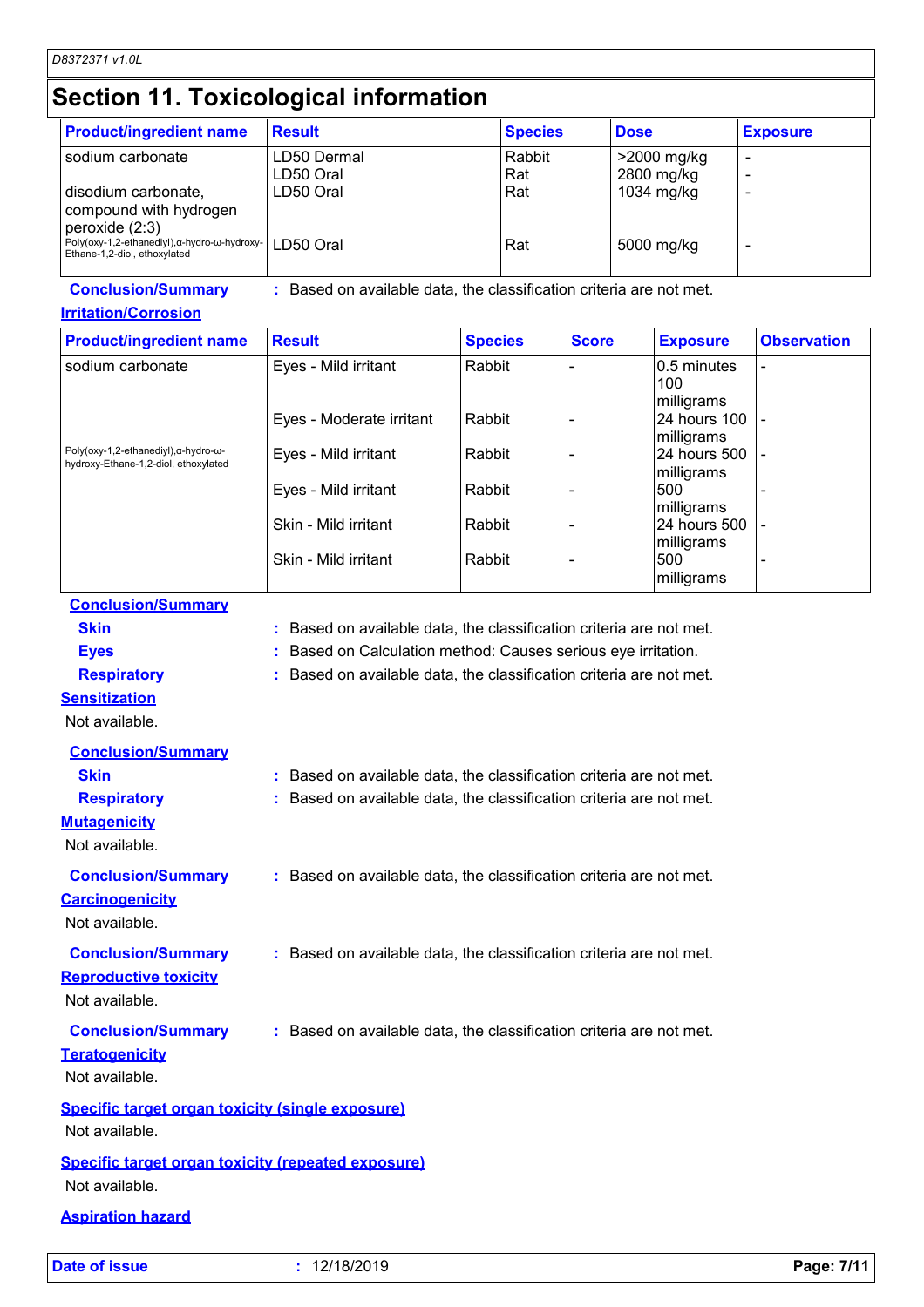## Section 11. Toxicological information

| Product/ingredient name | Result | Species | Dose | Exposure |
|---|---|---|---|---|
| sodium carbonate | LD50 Dermal | Rabbit | >2000 mg/kg | - |
| | LD50 Oral | Rat | 2800 mg/kg | - |
| disodium carbonate, compound with hydrogen peroxide (2:3) | LD50 Oral | Rat | 1034 mg/kg | - |
| Poly(oxy-1,2-ethanediyl),α-hydro-ω-hydroxy-Ethane-1,2-diol, ethoxylated | LD50 Oral | Rat | 5000 mg/kg | - |

**Conclusion/Summary** : Based on available data, the classification criteria are not met.

**Irritation/Corrosion**

| Product/ingredient name | Result | Species | Score | Exposure | Observation |
|---|---|---|---|---|---|
| sodium carbonate | Eyes - Mild irritant | Rabbit | - | 0.5 minutes 100 milligrams | - |
| | Eyes - Moderate irritant | Rabbit | - | 24 hours 100 milligrams | - |
| Poly(oxy-1,2-ethanediyl),α-hydro-ω-hydroxy-Ethane-1,2-diol, ethoxylated | Eyes - Mild irritant | Rabbit | - | 24 hours 500 milligrams | - |
| | Eyes - Mild irritant | Rabbit | - | 500 milligrams | - |
| | Skin - Mild irritant | Rabbit | - | 24 hours 500 milligrams | - |
| | Skin - Mild irritant | Rabbit | - | 500 milligrams | - |

**Conclusion/Summary**

**Skin** : Based on available data, the classification criteria are not met.

**Eyes** : Based on Calculation method: Causes serious eye irritation.

**Respiratory** : Based on available data, the classification criteria are not met.

**Sensitization**

Not available.

**Conclusion/Summary**

**Skin** : Based on available data, the classification criteria are not met.

**Respiratory** : Based on available data, the classification criteria are not met.

**Mutagenicity**

Not available.

**Conclusion/Summary** : Based on available data, the classification criteria are not met.

**Carcinogenicity**

Not available.

**Conclusion/Summary** : Based on available data, the classification criteria are not met.

**Reproductive toxicity**

Not available.

**Conclusion/Summary** : Based on available data, the classification criteria are not met.

**Teratogenicity**

Not available.

**Specific target organ toxicity (single exposure)**

Not available.

**Specific target organ toxicity (repeated exposure)**

Not available.

**Aspiration hazard**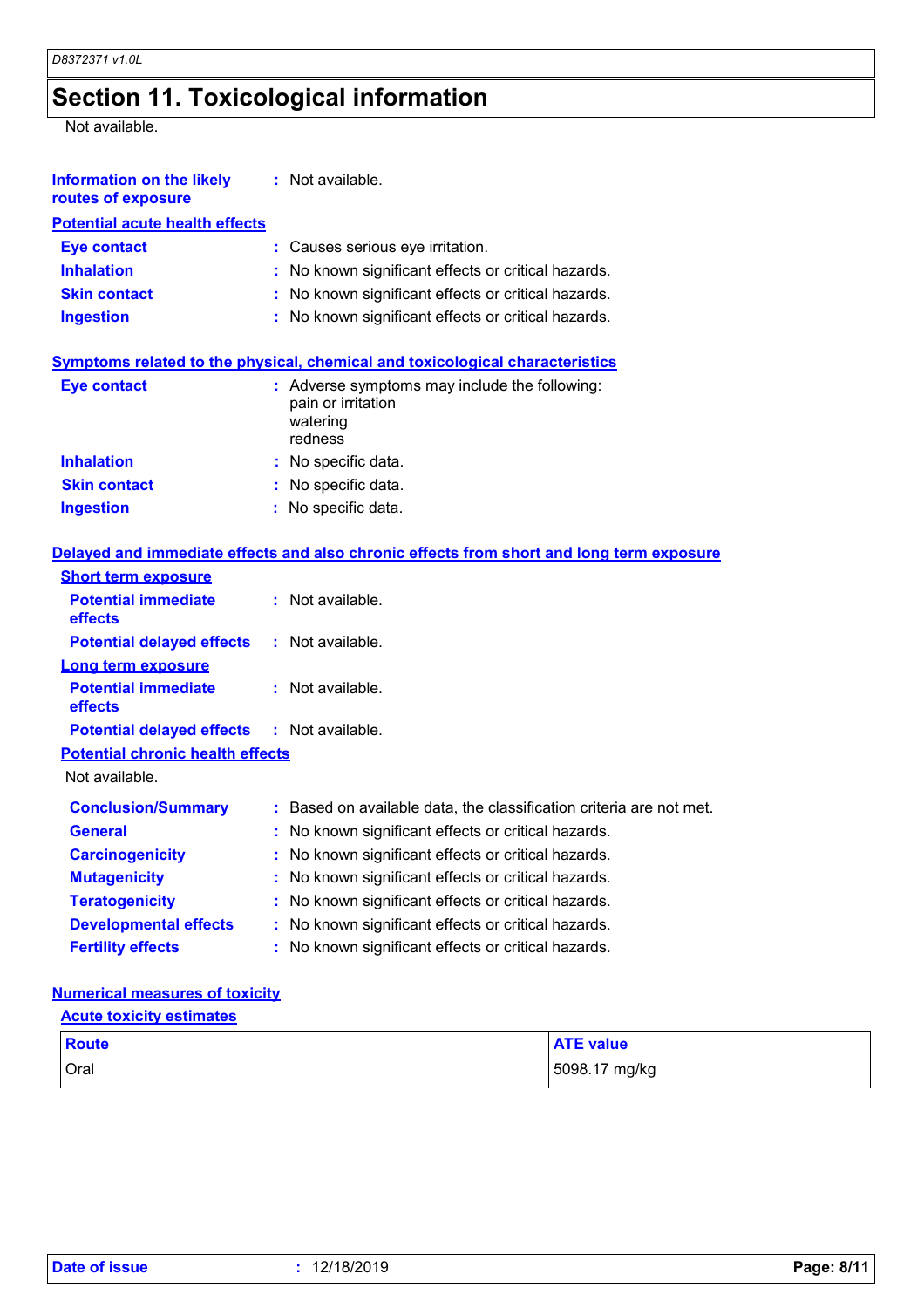# Section 11. Toxicological information

Not available.

**Information on the likely routes of exposure** : Not available.

**Potential acute health effects**

**Eye contact** : Causes serious eye irritation.

**Inhalation** : No known significant effects or critical hazards.

**Skin contact** : No known significant effects or critical hazards.

**Ingestion** : No known significant effects or critical hazards.

**Symptoms related to the physical, chemical and toxicological characteristics**

**Eye contact** : Adverse symptoms may include the following:
pain or irritation
watering
redness

**Inhalation** : No specific data.

**Skin contact** : No specific data.

**Ingestion** : No specific data.

**Delayed and immediate effects and also chronic effects from short and long term exposure**

**Short term exposure**

**Potential immediate effects** : Not available.

**Potential delayed effects** : Not available.

**Long term exposure**

**Potential immediate effects** : Not available.

**Potential delayed effects** : Not available.

**Potential chronic health effects**

Not available.

**Conclusion/Summary** : Based on available data, the classification criteria are not met.

**General** : No known significant effects or critical hazards.

**Carcinogenicity** : No known significant effects or critical hazards.

**Mutagenicity** : No known significant effects or critical hazards.

**Teratogenicity** : No known significant effects or critical hazards.

**Developmental effects** : No known significant effects or critical hazards.

**Fertility effects** : No known significant effects or critical hazards.

**Numerical measures of toxicity**

**Acute toxicity estimates**

| Route | ATE value |
|---|---|
| Oral | 5098.17 mg/kg |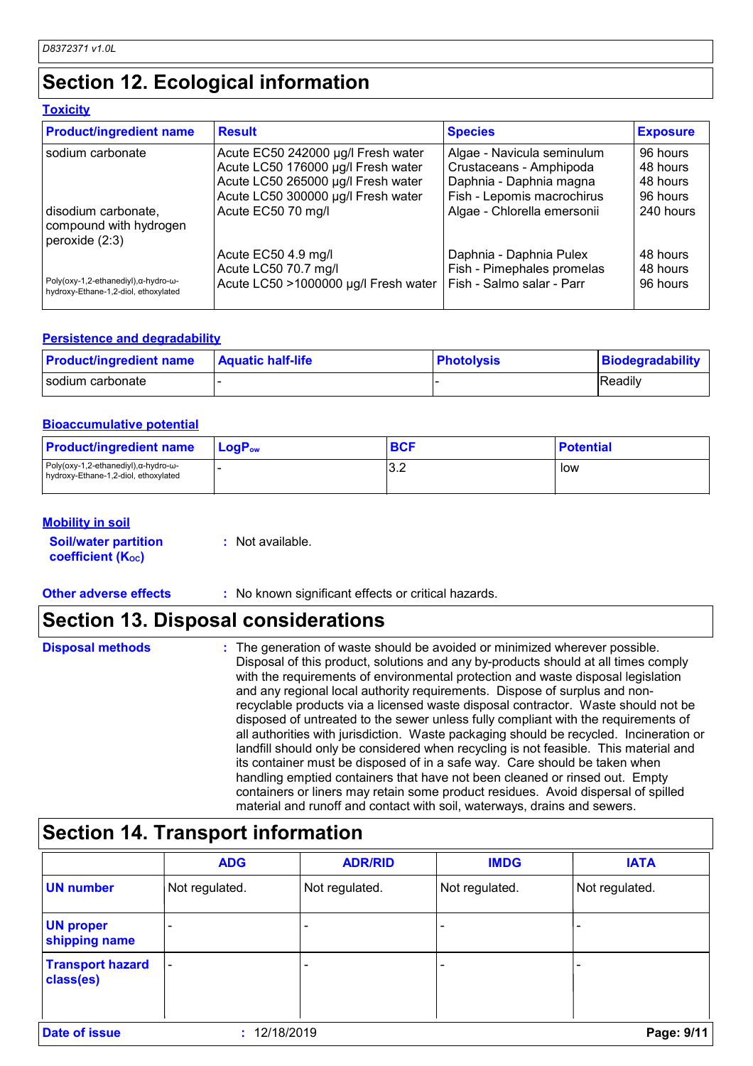## Section 12. Ecological information

### Toxicity

| Product/ingredient name | Result | Species | Exposure |
|---|---|---|---|
| sodium carbonate | Acute EC50 242000 µg/l Fresh water | Algae - Navicula seminulum | 96 hours |
| | Acute LC50 176000 µg/l Fresh water | Crustaceans - Amphipoda | 48 hours |
| | Acute LC50 265000 µg/l Fresh water | Daphnia - Daphnia magna | 48 hours |
| | Acute LC50 300000 µg/l Fresh water | Fish - Lepomis macrochirus | 96 hours |
| disodium carbonate, compound with hydrogen peroxide (2:3) | Acute EC50 70 mg/l | Algae - Chlorella emersonii | 240 hours |
| | Acute EC50 4.9 mg/l | Daphnia - Daphnia Pulex | 48 hours |
| | Acute LC50 70.7 mg/l | Fish - Pimephales promelas | 48 hours |
| Poly(oxy-1,2-ethanediyl),α-hydro-ω-hydroxy-Ethane-1,2-diol, ethoxylated | Acute LC50 >1000000 µg/l Fresh water | Fish - Salmo salar - Parr | 96 hours |

### Persistence and degradability

| Product/ingredient name | Aquatic half-life | Photolysis | Biodegradability |
|---|---|---|---|
| sodium carbonate | - | - | Readily |

### Bioaccumulative potential

| Product/ingredient name | $LogP_{ow}$ | BCF | Potential |
|---|---|---|---|
| Poly(oxy-1,2-ethanediyl),α-hydro-ω-hydroxy-Ethane-1,2-diol, ethoxylated | - | 3.2 | low |

### Mobility in soil

**Soil/water partition coefficient ($K_{OC}$)** : Not available.

**Other adverse effects** : No known significant effects or critical hazards.

## Section 13. Disposal considerations

**Disposal methods** : The generation of waste should be avoided or minimized wherever possible. Disposal of this product, solutions and any by-products should at all times comply with the requirements of environmental protection and waste disposal legislation and any regional local authority requirements. Dispose of surplus and non-recyclable products via a licensed waste disposal contractor. Waste should not be disposed of untreated to the sewer unless fully compliant with the requirements of all authorities with jurisdiction. Waste packaging should be recycled. Incineration or landfill should only be considered when recycling is not feasible. This material and its container must be disposed of in a safe way. Care should be taken when handling emptied containers that have not been cleaned or rinsed out. Empty containers or liners may retain some product residues. Avoid dispersal of spilled material and runoff and contact with soil, waterways, drains and sewers.

## Section 14. Transport information

| | ADG | ADR/RID | IMDG | IATA |
|---|---|---|---|---|
| UN number | Not regulated. | Not regulated. | Not regulated. | Not regulated. |
| UN proper shipping name | - | - | - | - |
| Transport hazard class(es) | - | - | - | - |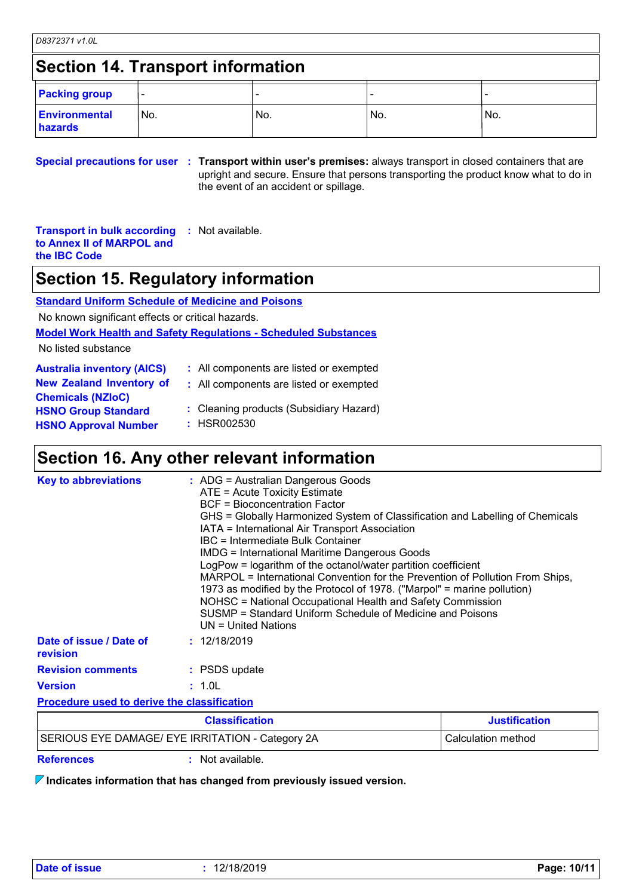## Section 14. Transport information

| Packing group | - | - | - | - |
|---|---|---|---|---|
| Environmental hazards | No. | No. | No. | No. |

**Special precautions for user** : **Transport within user's premises:** always transport in closed containers that are upright and secure. Ensure that persons transporting the product know what to do in the event of an accident or spillage.

**Transport in bulk according to Annex II of MARPOL and the IBC Code** : Not available.

## Section 15. Regulatory information

**Standard Uniform Schedule of Medicine and Poisons**

No known significant effects or critical hazards.

**Model Work Health and Safety Regulations - Scheduled Substances**

No listed substance

**Australia inventory (AICS)** : All components are listed or exempted

**New Zealand Inventory of Chemicals (NZIoC)** : All components are listed or exempted

**HSNO Group Standard** : Cleaning products (Subsidiary Hazard)

**HSNO Approval Number** : HSR002530

## Section 16. Any other relevant information

**Key to abbreviations** :
ADG = Australian Dangerous Goods
ATE = Acute Toxicity Estimate
BCF = Bioconcentration Factor
GHS = Globally Harmonized System of Classification and Labelling of Chemicals
IATA = International Air Transport Association
IBC = Intermediate Bulk Container
IMDG = International Maritime Dangerous Goods
LogPow = logarithm of the octanol/water partition coefficient
MARPOL = International Convention for the Prevention of Pollution From Ships, 1973 as modified by the Protocol of 1978. ("Marpol" = marine pollution)
NOHSC = National Occupational Health and Safety Commission
SUSMP = Standard Uniform Schedule of Medicine and Poisons
UN = United Nations

**Date of issue / Date of revision** : 12/18/2019

**Revision comments** : PSDS update

**Version** : 1.0L

**Procedure used to derive the classification**

| Classification | Justification |
|---|---|
| SERIOUS EYE DAMAGE/ EYE IRRITATION - Category 2A | Calculation method |

**References** : Not available.

**Indicates information that has changed from previously issued version.**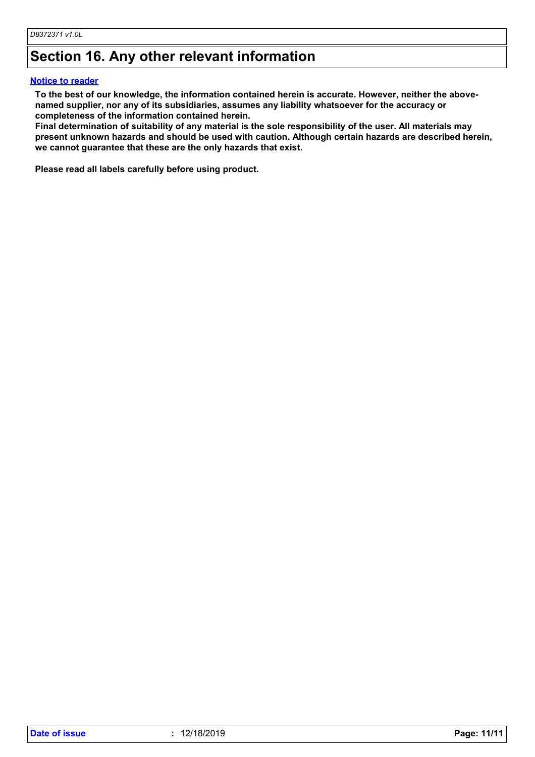# Section 16. Any other relevant information

**Notice to reader**

**To the best of our knowledge, the information contained herein is accurate. However, neither the above-named supplier, nor any of its subsidiaries, assumes any liability whatsoever for the accuracy or completeness of the information contained herein.**
**Final determination of suitability of any material is the sole responsibility of the user. All materials may present unknown hazards and should be used with caution. Although certain hazards are described herein, we cannot guarantee that these are the only hazards that exist.**

**Please read all labels carefully before using product.**